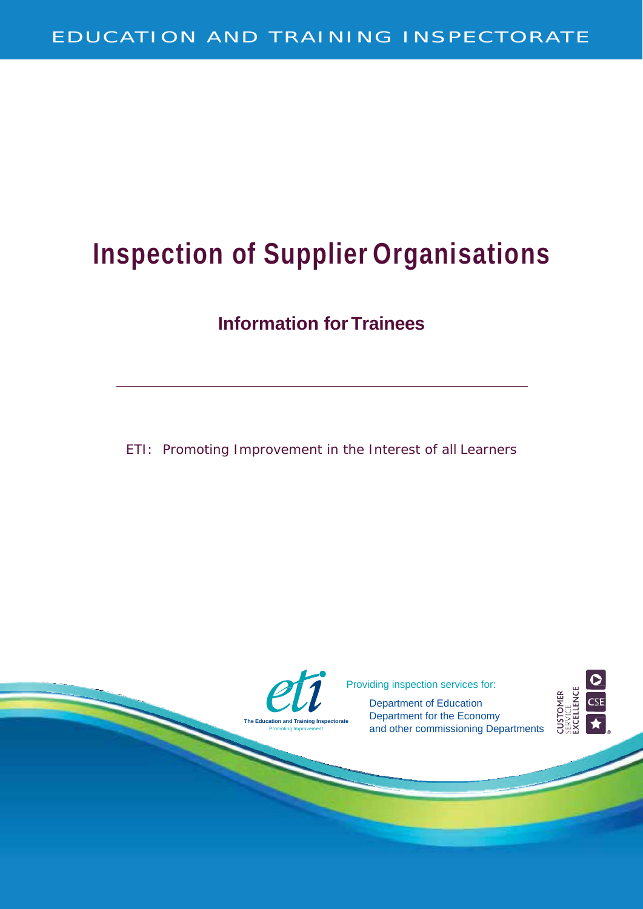EDUCATION AND TRAINING INSPECTORATE

# Inspection of Supplier Organisations

## Information for Trainees

---

ETI: Promoting Improvement in the Interest of all Learners

The Education and Training Inspectorate
Promoting Improvement

Providing inspection services for:

Department of Education
Department for the Economy
and other commissioning Departments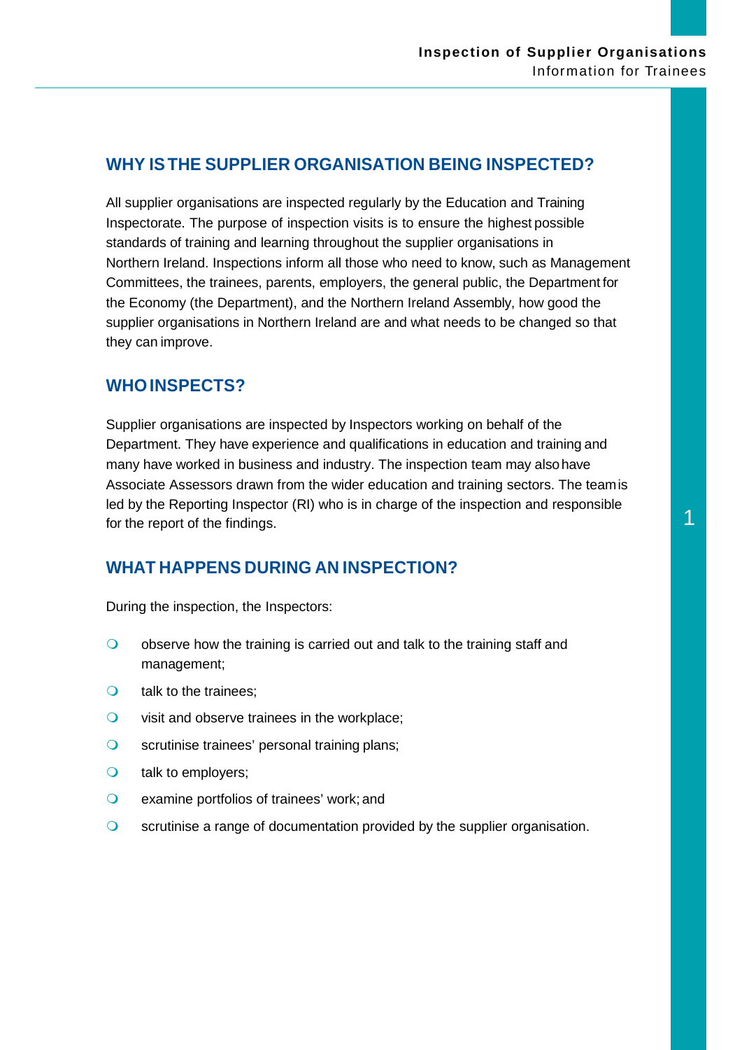## WHY IS THE SUPPLIER ORGANISATION BEING INSPECTED?

All supplier organisations are inspected regularly by the Education and Training Inspectorate. The purpose of inspection visits is to ensure the highest possible standards of training and learning throughout the supplier organisations in Northern Ireland. Inspections inform all those who need to know, such as Management Committees, the trainees, parents, employers, the general public, the Department for the Economy (the Department), and the Northern Ireland Assembly, how good the supplier organisations in Northern Ireland are and what needs to be changed so that they can improve.

## WHO INSPECTS?

Supplier organisations are inspected by Inspectors working on behalf of the Department. They have experience and qualifications in education and training and many have worked in business and industry. The inspection team may also have Associate Assessors drawn from the wider education and training sectors. The team is led by the Reporting Inspector (RI) who is in charge of the inspection and responsible for the report of the findings.

## WHAT HAPPENS DURING AN INSPECTION?

During the inspection, the Inspectors:

- observe how the training is carried out and talk to the training staff and management;
- talk to the trainees;
- visit and observe trainees in the workplace;
- scrutinise trainees' personal training plans;
- talk to employers;
- examine portfolios of trainees' work; and
- scrutinise a range of documentation provided by the supplier organisation.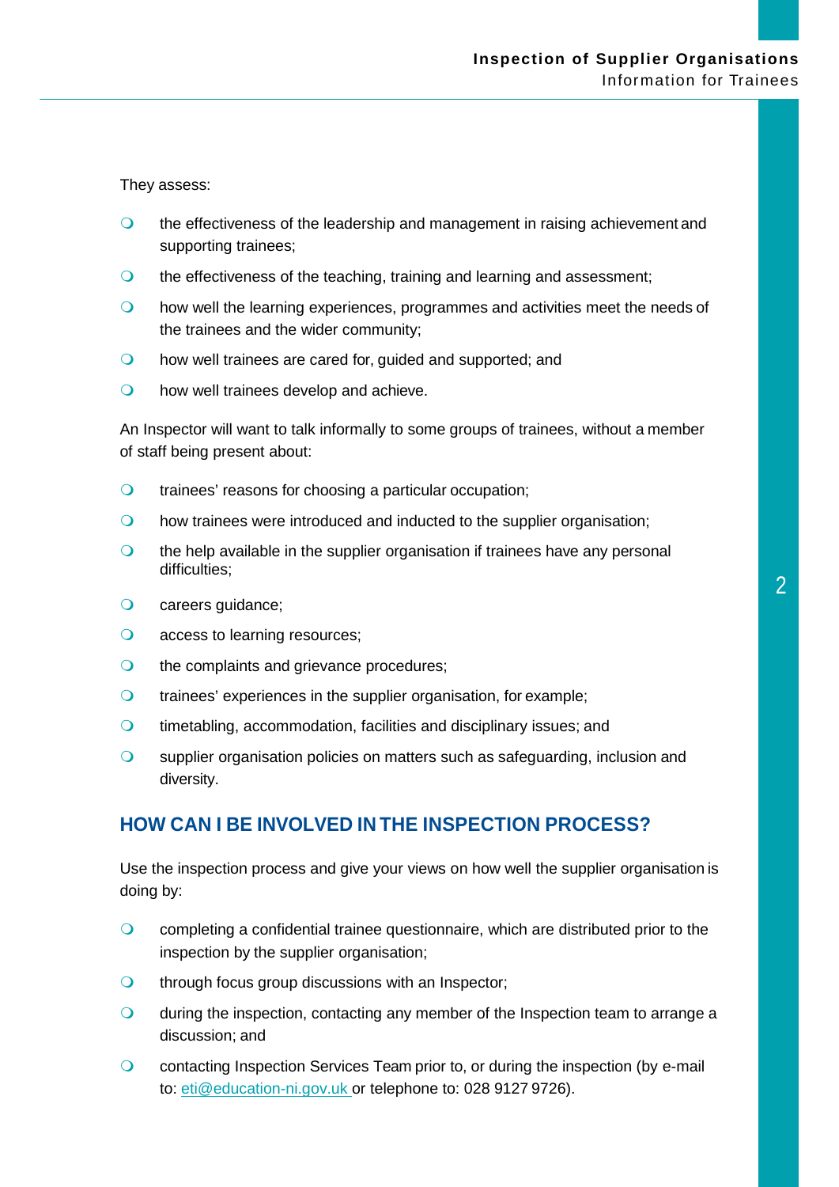They assess:

- the effectiveness of the leadership and management in raising achievement and supporting trainees;
- the effectiveness of the teaching, training and learning and assessment;
- how well the learning experiences, programmes and activities meet the needs of the trainees and the wider community;
- how well trainees are cared for, guided and supported; and
- how well trainees develop and achieve.

An Inspector will want to talk informally to some groups of trainees, without a member of staff being present about:

- trainees' reasons for choosing a particular occupation;
- how trainees were introduced and inducted to the supplier organisation;
- the help available in the supplier organisation if trainees have any personal difficulties;
- careers guidance;
- access to learning resources;
- the complaints and grievance procedures;
- trainees' experiences in the supplier organisation, for example;
- timetabling, accommodation, facilities and disciplinary issues; and
- supplier organisation policies on matters such as safeguarding, inclusion and diversity.

## HOW CAN I BE INVOLVED IN THE INSPECTION PROCESS?

Use the inspection process and give your views on how well the supplier organisation is doing by:

- completing a confidential trainee questionnaire, which are distributed prior to the inspection by the supplier organisation;
- through focus group discussions with an Inspector;
- during the inspection, contacting any member of the Inspection team to arrange a discussion; and
- contacting Inspection Services Team prior to, or during the inspection (by e-mail to: eti@education-ni.gov.uk or telephone to: 028 9127 9726).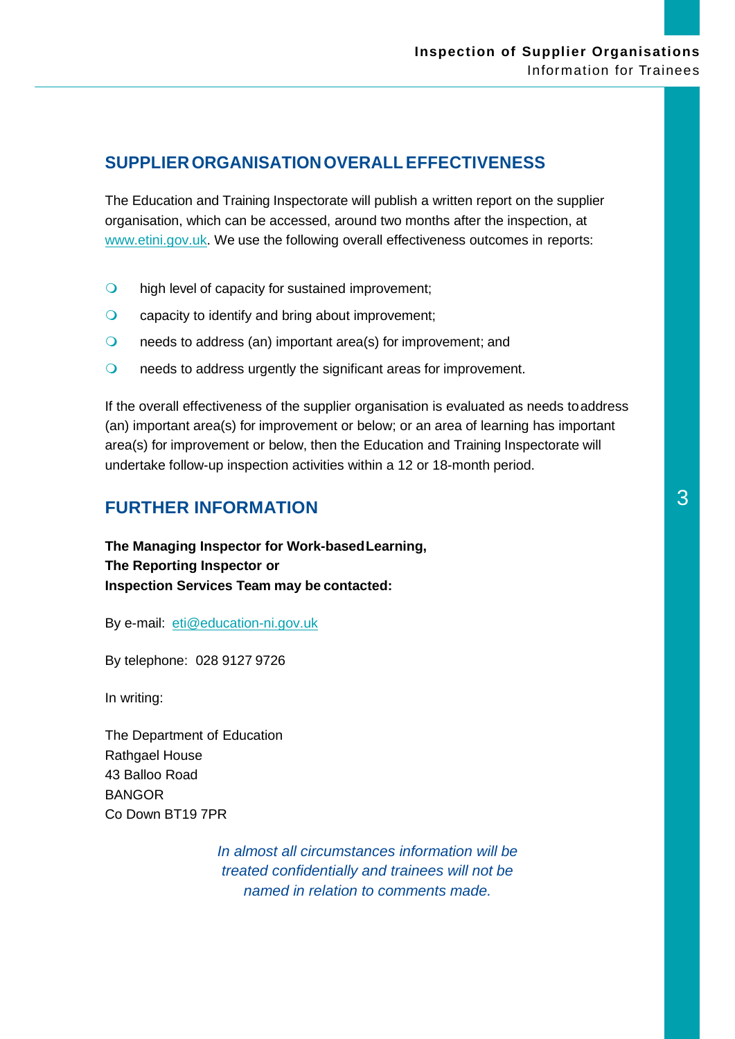## SUPPLIER ORGANISATION OVERALL EFFECTIVENESS

The Education and Training Inspectorate will publish a written report on the supplier organisation, which can be accessed, around two months after the inspection, at www.etini.gov.uk. We use the following overall effectiveness outcomes in reports:

- high level of capacity for sustained improvement;
- capacity to identify and bring about improvement;
- needs to address (an) important area(s) for improvement; and
- needs to address urgently the significant areas for improvement.

If the overall effectiveness of the supplier organisation is evaluated as needs to address (an) important area(s) for improvement or below; or an area of learning has important area(s) for improvement or below, then the Education and Training Inspectorate will undertake follow-up inspection activities within a 12 or 18-month period.

## FURTHER INFORMATION

**The Managing Inspector for Work-based Learning,**
**The Reporting Inspector or**
**Inspection Services Team may be contacted:**

By e-mail: eti@education-ni.gov.uk

By telephone: 028 9127 9726

In writing:

The Department of Education
Rathgael House
43 Balloo Road
BANGOR
Co Down BT19 7PR

*In almost all circumstances information will be treated confidentially and trainees will not be named in relation to comments made.*